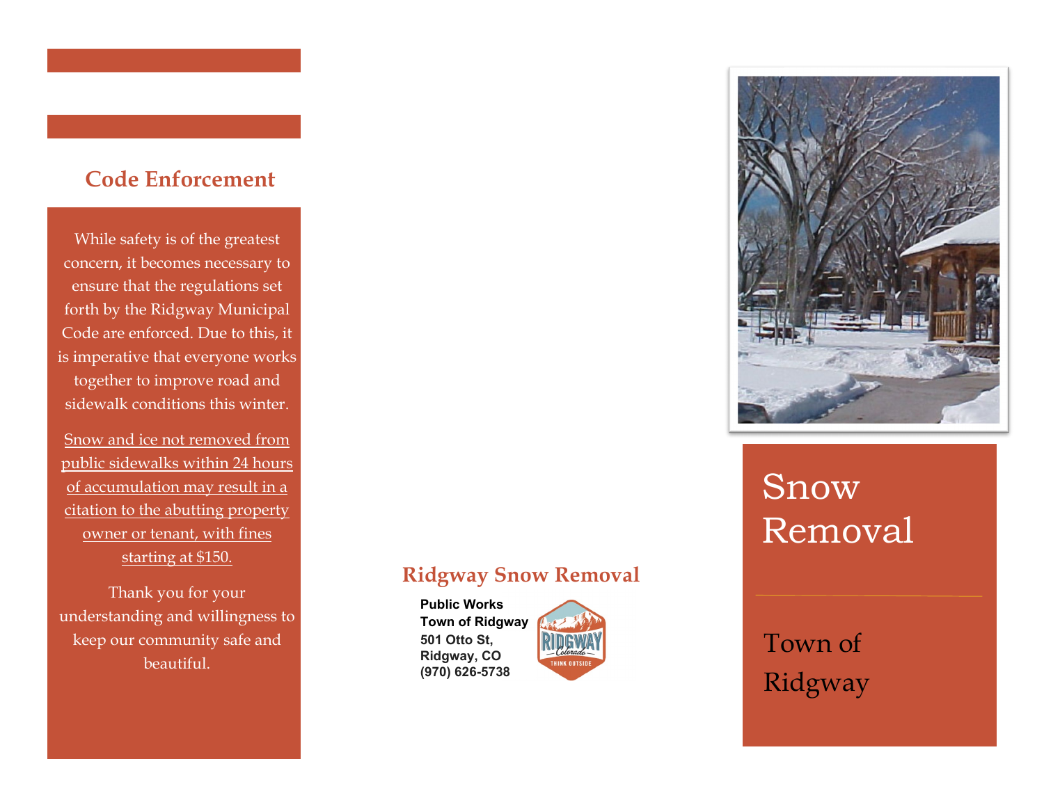## Code Enforcement

While safety is of the greatest concern, it becomes necessary to ensure that the regulations set forth by the Ridgway Municipal Code are enforced. Due to this, it is imperative that everyone works together to improve road and sidewalk conditions this winter.

<u>Snow and ice not removed from public sidewalks within 24 hours of accumulation may result in a citation to the abutting property owner or tenant, with fines starting at $150.</u>

Thank you for your understanding and willingness to keep our community safe and beautiful.

## Ridgway Snow Removal

**Public Works**
**Town of Ridgway**
**501 Otto St,**
**Ridgway, CO**
**(970) 626-5738**

# Snow Removal

## Town of Ridgway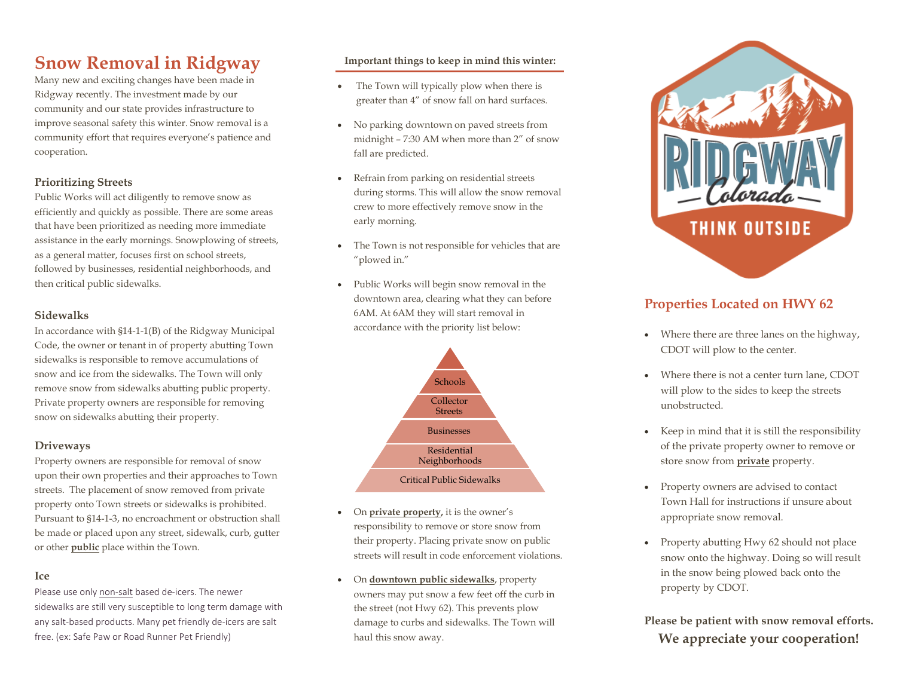# Snow Removal in Ridgway

Many new and exciting changes have been made in Ridgway recently. The investment made by our community and our state provides infrastructure to improve seasonal safety this winter. Snow removal is a community effort that requires everyone's patience and cooperation.

### Prioritizing Streets

Public Works will act diligently to remove snow as efficiently and quickly as possible. There are some areas that have been prioritized as needing more immediate assistance in the early mornings. Snowplowing of streets, as a general matter, focuses first on school streets, followed by businesses, residential neighborhoods, and then critical public sidewalks.

### Sidewalks

In accordance with §14-1-1(B) of the Ridgway Municipal Code, the owner or tenant in of property abutting Town sidewalks is responsible to remove accumulations of snow and ice from the sidewalks. The Town will only remove snow from sidewalks abutting public property. Private property owners are responsible for removing snow on sidewalks abutting their property.

### Driveways

Property owners are responsible for removal of snow upon their own properties and their approaches to Town streets. The placement of snow removed from private property onto Town streets or sidewalks is prohibited. Pursuant to §14-1-3, no encroachment or obstruction shall be made or placed upon any street, sidewalk, curb, gutter or other **public** place within the Town.

### Ice

Please use only non-salt based de-icers. The newer sidewalks are still very susceptible to long term damage with any salt-based products. Many pet friendly de-icers are salt free. (ex: Safe Paw or Road Runner Pet Friendly)

**Important things to keep in mind this winter:**

- The Town will typically plow when there is greater than 4" of snow fall on hard surfaces.
- No parking downtown on paved streets from midnight – 7:30 AM when more than 2" of snow fall are predicted.
- Refrain from parking on residential streets during storms. This will allow the snow removal crew to more effectively remove snow in the early morning.
- The Town is not responsible for vehicles that are "plowed in."
- Public Works will begin snow removal in the downtown area, clearing what they can before 6AM. At 6AM they will start removal in accordance with the priority list below:

Schools
Collector Streets
Businesses
Residential Neighborhoods
Critical Public Sidewalks

- On **private property**, it is the owner's responsibility to remove or store snow from their property. Placing private snow on public streets will result in code enforcement violations.
- On **downtown public sidewalks**, property owners may put snow a few feet off the curb in the street (not Hwy 62). This prevents plow damage to curbs and sidewalks. The Town will haul this snow away.

RIDGWAY
Colorado
THINK OUTSIDE

## Properties Located on HWY 62

- Where there are three lanes on the highway, CDOT will plow to the center.
- Where there is not a center turn lane, CDOT will plow to the sides to keep the streets unobstructed.
- Keep in mind that it is still the responsibility of the private property owner to remove or store snow from **private** property.
- Property owners are advised to contact Town Hall for instructions if unsure about appropriate snow removal.
- Property abutting Hwy 62 should not place snow onto the highway. Doing so will result in the snow being plowed back onto the property by CDOT.

**Please be patient with snow removal efforts.**

**We appreciate your cooperation!**